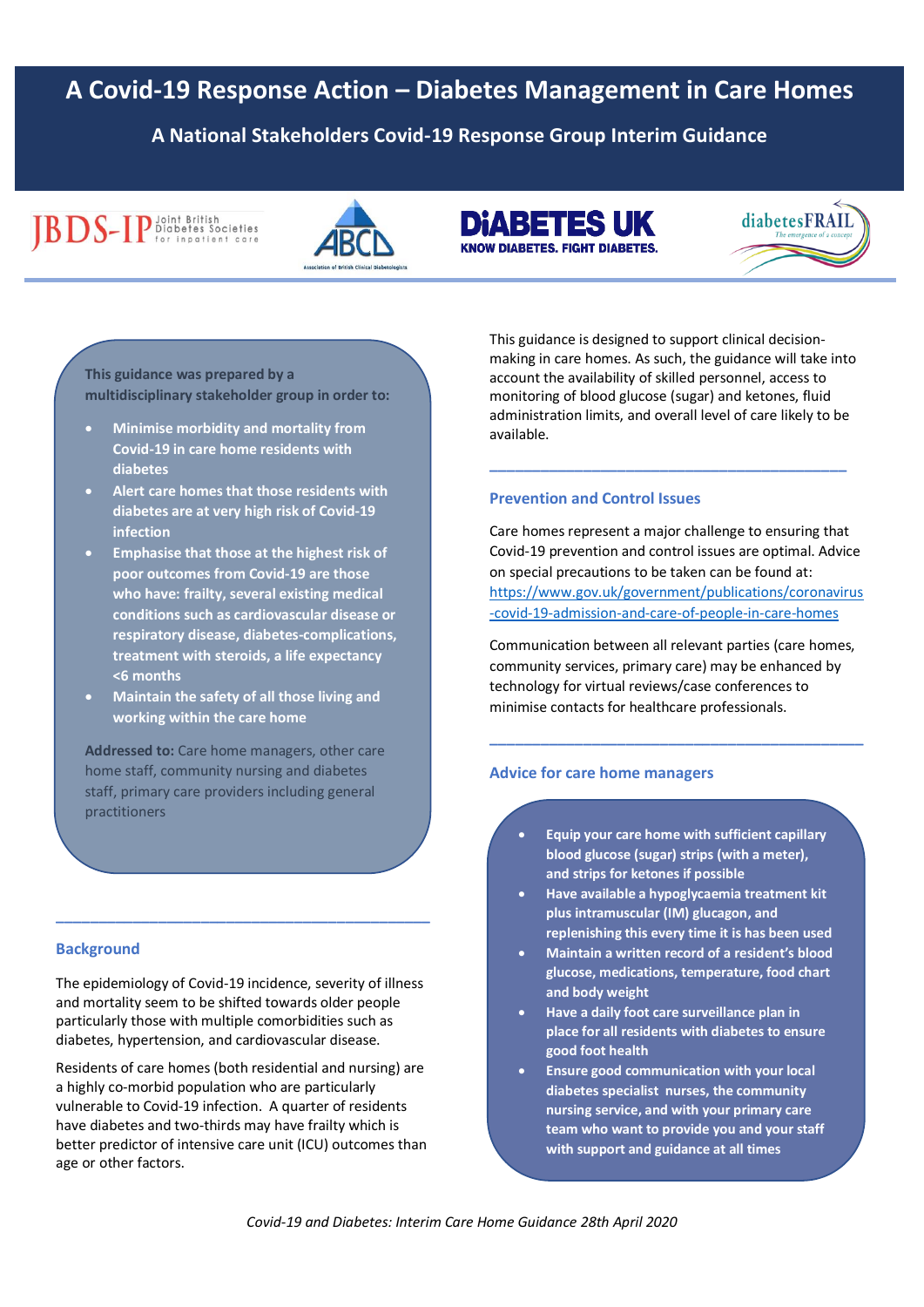# A Covid-19 Response Action – Diabetes Management in Care Homes

## A National Stakeholders Covid-19 Response Group Interim Guidance

**This guidance was prepared by a multidisciplinary stakeholder group in order to:**

- **Minimise morbidity and mortality from Covid-19 in care home residents with diabetes**
- **Alert care homes that those residents with diabetes are at very high risk of Covid-19 infection**
- **Emphasise that those at the highest risk of poor outcomes from Covid-19 are those who have: frailty, several existing medical conditions such as cardiovascular disease or respiratory disease, diabetes-complications, treatment with steroids, a life expectancy <6 months**
- **Maintain the safety of all those living and working within the care home**

**Addressed to:** Care home managers, other care home staff, community nursing and diabetes staff, primary care providers including general practitioners

### Background

The epidemiology of Covid-19 incidence, severity of illness and mortality seem to be shifted towards older people particularly those with multiple comorbidities such as diabetes, hypertension, and cardiovascular disease.

Residents of care homes (both residential and nursing) are a highly co-morbid population who are particularly vulnerable to Covid-19 infection. A quarter of residents have diabetes and two-thirds may have frailty which is better predictor of intensive care unit (ICU) outcomes than age or other factors.

This guidance is designed to support clinical decision-making in care homes. As such, the guidance will take into account the availability of skilled personnel, access to monitoring of blood glucose (sugar) and ketones, fluid administration limits, and overall level of care likely to be available.

### Prevention and Control Issues

Care homes represent a major challenge to ensuring that Covid-19 prevention and control issues are optimal. Advice on special precautions to be taken can be found at: https://www.gov.uk/government/publications/coronavirus-covid-19-admission-and-care-of-people-in-care-homes

Communication between all relevant parties (care homes, community services, primary care) may be enhanced by technology for virtual reviews/case conferences to minimise contacts for healthcare professionals.

### Advice for care home managers

- **Equip your care home with sufficient capillary blood glucose (sugar) strips (with a meter), and strips for ketones if possible**
- **Have available a hypoglycaemia treatment kit plus intramuscular (IM) glucagon, and replenishing this every time it is has been used**
- **Maintain a written record of a resident's blood glucose, medications, temperature, food chart and body weight**
- **Have a daily foot care surveillance plan in place for all residents with diabetes to ensure good foot health**
- **Ensure good communication with your local diabetes specialist nurses, the community nursing service, and with your primary care team who want to provide you and your staff with support and guidance at all times**

*Covid-19 and Diabetes: Interim Care Home Guidance 28th April 2020*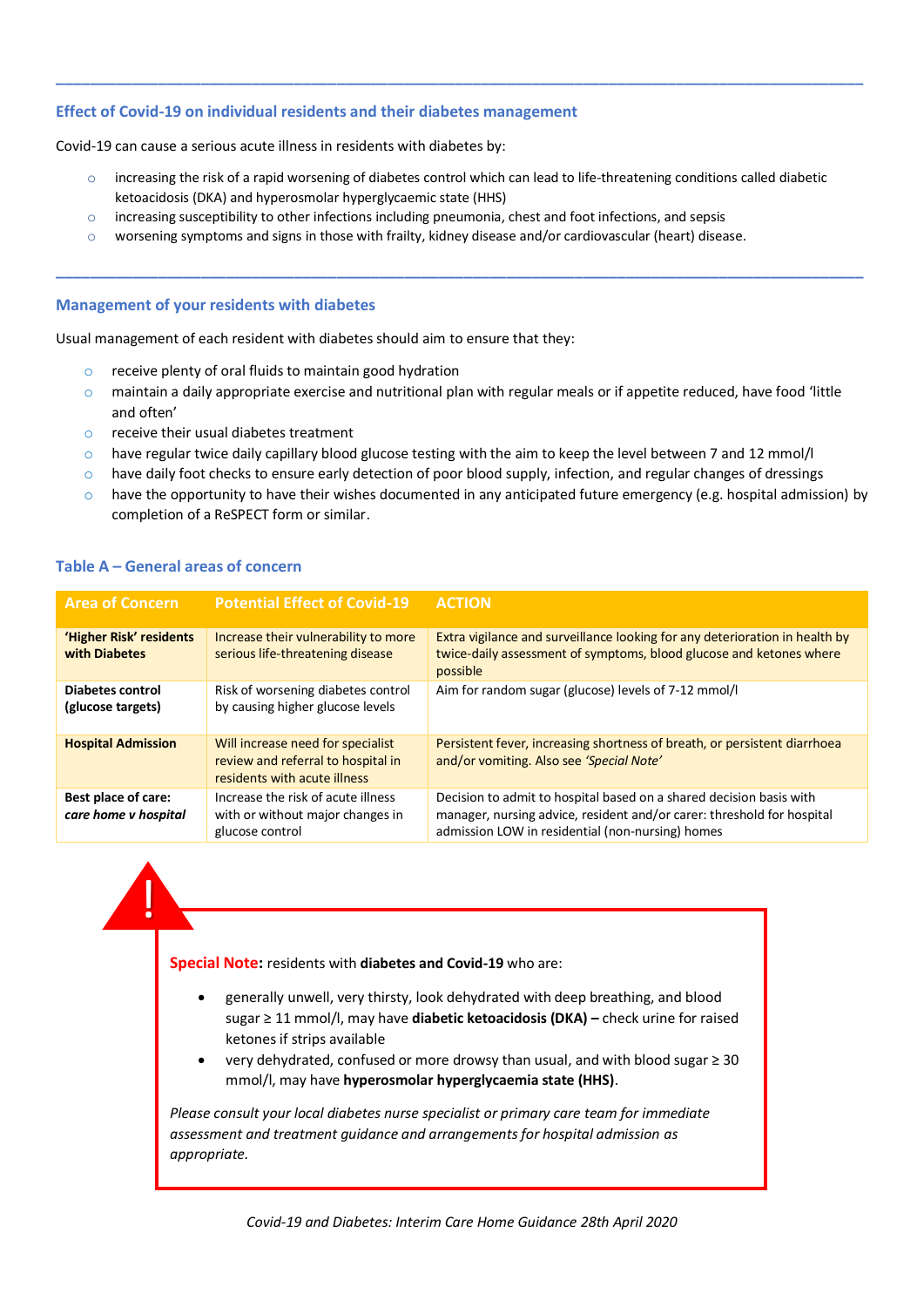---

### Effect of Covid-19 on individual residents and their diabetes management

Covid-19 can cause a serious acute illness in residents with diabetes by:

- increasing the risk of a rapid worsening of diabetes control which can lead to life-threatening conditions called diabetic ketoacidosis (DKA) and hyperosmolar hyperglycaemic state (HHS)
- increasing susceptibility to other infections including pneumonia, chest and foot infections, and sepsis
- worsening symptoms and signs in those with frailty, kidney disease and/or cardiovascular (heart) disease.

---

### Management of your residents with diabetes

Usual management of each resident with diabetes should aim to ensure that they:

- receive plenty of oral fluids to maintain good hydration
- maintain a daily appropriate exercise and nutritional plan with regular meals or if appetite reduced, have food 'little and often'
- receive their usual diabetes treatment
- have regular twice daily capillary blood glucose testing with the aim to keep the level between 7 and 12 mmol/l
- have daily foot checks to ensure early detection of poor blood supply, infection, and regular changes of dressings
- have the opportunity to have their wishes documented in any anticipated future emergency (e.g. hospital admission) by completion of a ReSPECT form or similar.

### Table A – General areas of concern

| Area of Concern | Potential Effect of Covid-19 | ACTION |
|---|---|---|
| **'Higher Risk' residents with Diabetes** | Increase their vulnerability to more serious life-threatening disease | Extra vigilance and surveillance looking for any deterioration in health by twice-daily assessment of symptoms, blood glucose and ketones where possible |
| **Diabetes control (glucose targets)** | Risk of worsening diabetes control by causing higher glucose levels | Aim for random sugar (glucose) levels of 7-12 mmol/l |
| **Hospital Admission** | Will increase need for specialist review and referral to hospital in residents with acute illness | Persistent fever, increasing shortness of breath, or persistent diarrhoea and/or vomiting. Also see *'Special Note'* |
| **Best place of care:** ***care home v hospital*** | Increase the risk of acute illness with or without major changes in glucose control | Decision to admit to hospital based on a shared decision basis with manager, nursing advice, resident and/or carer: threshold for hospital admission LOW in residential (non-nursing) homes |

**Special Note:** residents with **diabetes and Covid-19** who are:

- generally unwell, very thirsty, look dehydrated with deep breathing, and blood sugar ≥ 11 mmol/l, may have **diabetic ketoacidosis (DKA) –** check urine for raised ketones if strips available
- very dehydrated, confused or more drowsy than usual, and with blood sugar ≥ 30 mmol/l, may have **hyperosmolar hyperglycaemia state (HHS)**.

*Please consult your local diabetes nurse specialist or primary care team for immediate assessment and treatment guidance and arrangements for hospital admission as appropriate.*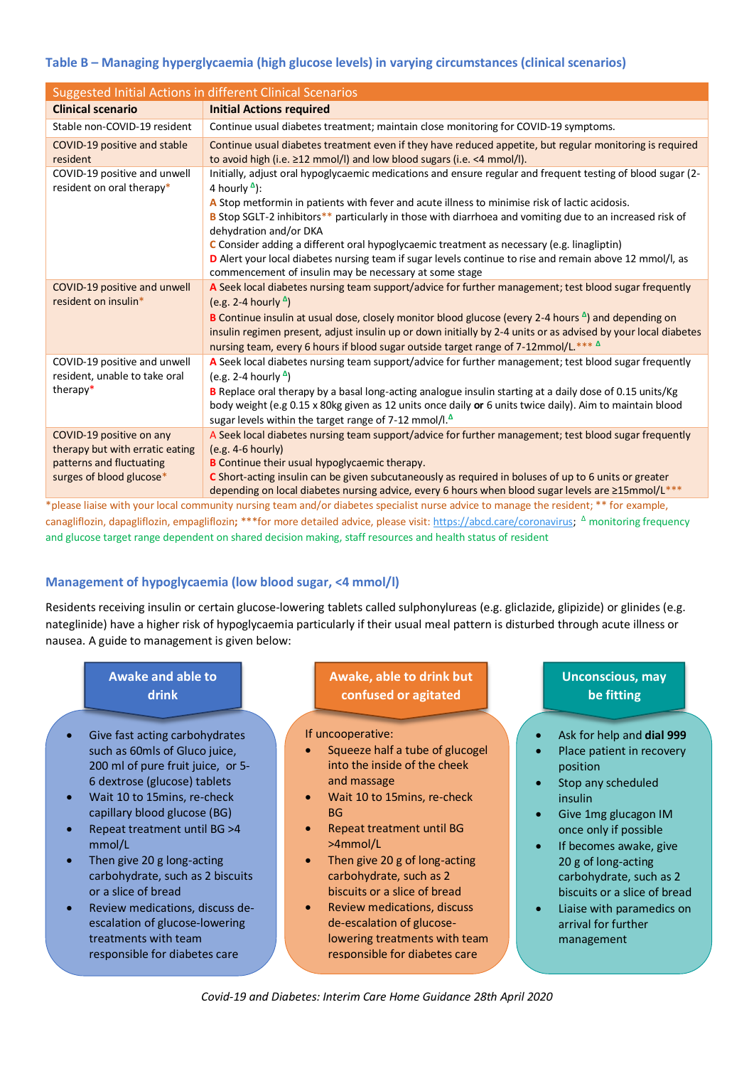### Table B – Managing hyperglycaemia (high glucose levels) in varying circumstances (clinical scenarios)

| Suggested Initial Actions in different Clinical Scenarios | |
|---|---|
| **Clinical scenario** | **Initial Actions required** |
| Stable non-COVID-19 resident | Continue usual diabetes treatment; maintain close monitoring for COVID-19 symptoms. |
| COVID-19 positive and stable resident | Continue usual diabetes treatment even if they have reduced appetite, but regular monitoring is required to avoid high (i.e. ≥12 mmol/l) and low blood sugars (i.e. <4 mmol/l). |
| COVID-19 positive and unwell resident on oral therapy* | Initially, adjust oral hypoglycaemic medications and ensure regular and frequent testing of blood sugar (2-4 hourly Δ):<br>A Stop metformin in patients with fever and acute illness to minimise risk of lactic acidosis.<br>B Stop SGLT-2 inhibitors** particularly in those with diarrhoea and vomiting due to an increased risk of dehydration and/or DKA<br>C Consider adding a different oral hypoglycaemic treatment as necessary (e.g. linagliptin)<br>D Alert your local diabetes nursing team if sugar levels continue to rise and remain above 12 mmol/l, as commencement of insulin may be necessary at some stage |
| COVID-19 positive and unwell resident on insulin* | A Seek local diabetes nursing team support/advice for further management; test blood sugar frequently (e.g. 2-4 hourly Δ)<br>B Continue insulin at usual dose, closely monitor blood glucose (every 2-4 hours Δ) and depending on insulin regimen present, adjust insulin up or down initially by 2-4 units or as advised by your local diabetes nursing team, every 6 hours if blood sugar outside target range of 7-12mmol/L.*** Δ |
| COVID-19 positive and unwell resident, unable to take oral therapy* | A Seek local diabetes nursing team support/advice for further management; test blood sugar frequently (e.g. 2-4 hourly Δ)<br>B Replace oral therapy by a basal long-acting analogue insulin starting at a daily dose of 0.15 units/Kg body weight (e.g 0.15 x 80kg given as 12 units once daily **or** 6 units twice daily). Aim to maintain blood sugar levels within the target range of 7-12 mmol/l.Δ |
| COVID-19 positive on any therapy but with erratic eating patterns and fluctuating surges of blood glucose* | A Seek local diabetes nursing team support/advice for further management; test blood sugar frequently (e.g. 4-6 hourly)<br>B Continue their usual hypoglycaemic therapy.<br>C Short-acting insulin can be given subcutaneously as required in boluses of up to 6 units or greater depending on local diabetes nursing advice, every 6 hours when blood sugar levels are ≥15mmol/L*** |

*please liaise with your local community nursing team and/or diabetes specialist nurse advice to manage the resident; ** for example, canagliflozin, dapagliflozin, empagliflozin; ***for more detailed advice, please visit: https://abcd.care/coronavirus; Δ monitoring frequency and glucose target range dependent on shared decision making, staff resources and health status of resident

### Management of hypoglycaemia (low blood sugar, <4 mmol/l)

Residents receiving insulin or certain glucose-lowering tablets called sulphonylureas (e.g. gliclazide, glipizide) or glinides (e.g. nateglinide) have a higher risk of hypoglycaemia particularly if their usual meal pattern is disturbed through acute illness or nausea. A guide to management is given below:

**Awake and able to drink**

- Give fast acting carbohydrates such as 60mls of Gluco juice, 200 ml of pure fruit juice, or 5-6 dextrose (glucose) tablets
- Wait 10 to 15mins, re-check capillary blood glucose (BG)
- Repeat treatment until BG >4 mmol/L
- Then give 20 g long-acting carbohydrate, such as 2 biscuits or a slice of bread
- Review medications, discuss de-escalation of glucose-lowering treatments with team responsible for diabetes care

**Awake, able to drink but confused or agitated**

If uncooperative:

- Squeeze half a tube of glucogel into the inside of the cheek and massage
- Wait 10 to 15mins, re-check BG
- Repeat treatment until BG >4mmol/L
- Then give 20 g of long-acting carbohydrate, such as 2 biscuits or a slice of bread
- Review medications, discuss de-escalation of glucose-lowering treatments with team responsible for diabetes care

**Unconscious, may be fitting**

- Ask for help and **dial 999**
- Place patient in recovery position
- Stop any scheduled insulin
- Give 1mg glucagon IM once only if possible
- If becomes awake, give 20 g of long-acting carbohydrate, such as 2 biscuits or a slice of bread
- Liaise with paramedics on arrival for further management

*Covid-19 and Diabetes: Interim Care Home Guidance 28th April 2020*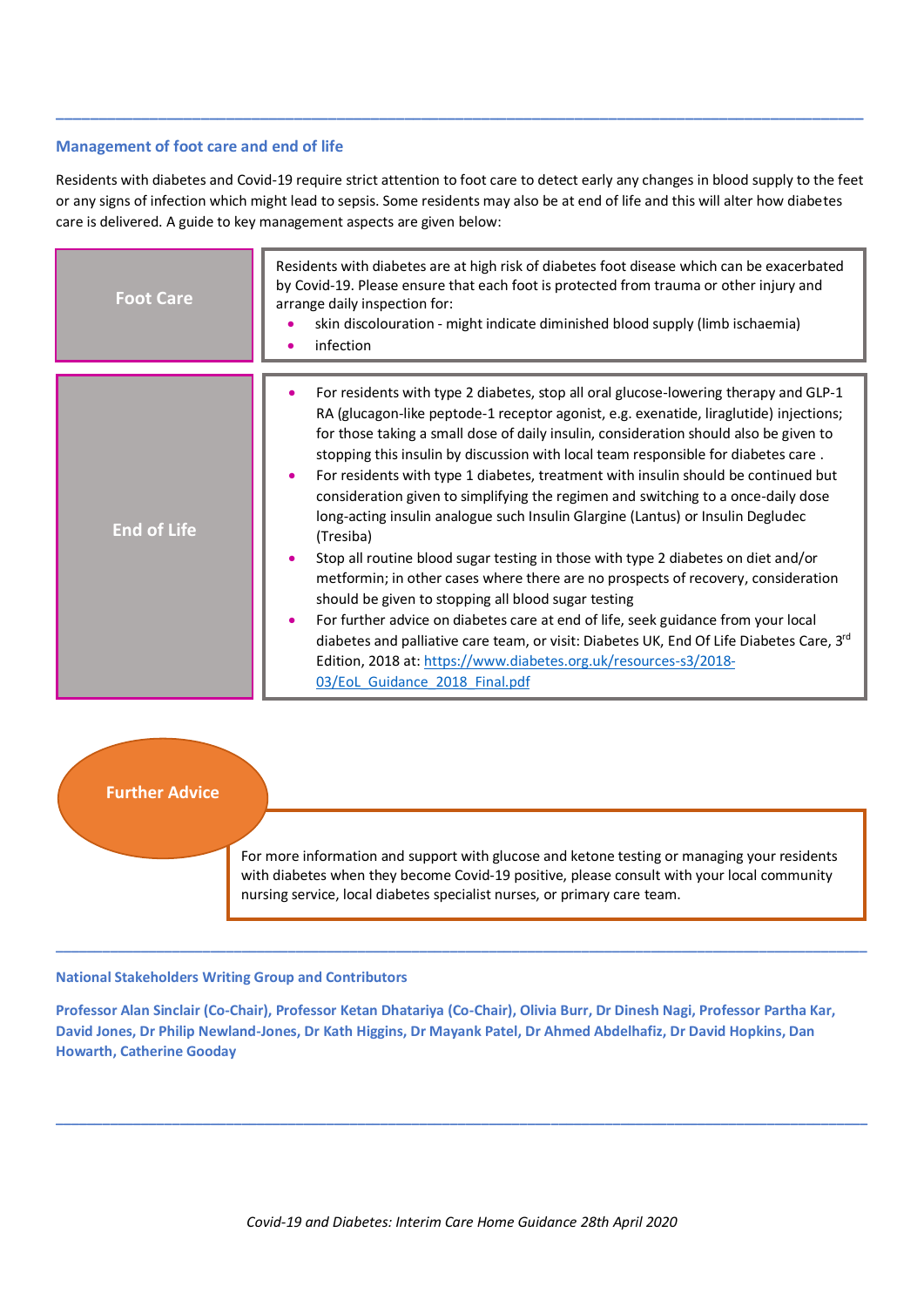## Management of foot care and end of life

Residents with diabetes and Covid-19 require strict attention to foot care to detect early any changes in blood supply to the feet or any signs of infection which might lead to sepsis. Some residents may also be at end of life and this will alter how diabetes care is delivered. A guide to key management aspects are given below:

| | |
|---|---|
| **Foot Care** | Residents with diabetes are at high risk of diabetes foot disease which can be exacerbated by Covid-19. Please ensure that each foot is protected from trauma or other injury and arrange daily inspection for:<br>• skin discolouration - might indicate diminished blood supply (limb ischaemia)<br>• infection |
| **End of Life** | • For residents with type 2 diabetes, stop all oral glucose-lowering therapy and GLP-1 RA (glucagon-like peptode-1 receptor agonist, e.g. exenatide, liraglutide) injections; for those taking a small dose of daily insulin, consideration should also be given to stopping this insulin by discussion with local team responsible for diabetes care .<br>• For residents with type 1 diabetes, treatment with insulin should be continued but consideration given to simplifying the regimen and switching to a once-daily dose long-acting insulin analogue such Insulin Glargine (Lantus) or Insulin Degludec (Tresiba)<br>• Stop all routine blood sugar testing in those with type 2 diabetes on diet and/or metformin; in other cases where there are no prospects of recovery, consideration should be given to stopping all blood sugar testing<br>• For further advice on diabetes care at end of life, seek guidance from your local diabetes and palliative care team, or visit: Diabetes UK, End Of Life Diabetes Care, 3rd Edition, 2018 at: https://www.diabetes.org.uk/resources-s3/2018-03/EoL_Guidance_2018_Final.pdf |

### Further Advice

For more information and support with glucose and ketone testing or managing your residents with diabetes when they become Covid-19 positive, please consult with your local community nursing service, local diabetes specialist nurses, or primary care team.

---

## National Stakeholders Writing Group and Contributors

**Professor Alan Sinclair (Co-Chair), Professor Ketan Dhatariya (Co-Chair), Olivia Burr, Dr Dinesh Nagi, Professor Partha Kar, David Jones, Dr Philip Newland-Jones, Dr Kath Higgins, Dr Mayank Patel, Dr Ahmed Abdelhafiz, Dr David Hopkins, Dan Howarth, Catherine Gooday**